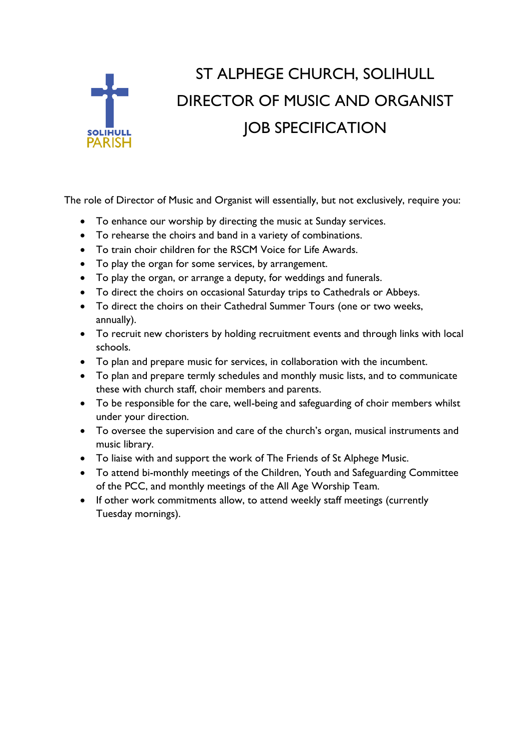# ST ALPHEGE CHURCH, SOLIHULL
# DIRECTOR OF MUSIC AND ORGANIST
# JOB SPECIFICATION

The role of Director of Music and Organist will essentially, but not exclusively, require you:

- To enhance our worship by directing the music at Sunday services.
- To rehearse the choirs and band in a variety of combinations.
- To train choir children for the RSCM Voice for Life Awards.
- To play the organ for some services, by arrangement.
- To play the organ, or arrange a deputy, for weddings and funerals.
- To direct the choirs on occasional Saturday trips to Cathedrals or Abbeys.
- To direct the choirs on their Cathedral Summer Tours (one or two weeks, annually).
- To recruit new choristers by holding recruitment events and through links with local schools.
- To plan and prepare music for services, in collaboration with the incumbent.
- To plan and prepare termly schedules and monthly music lists, and to communicate these with church staff, choir members and parents.
- To be responsible for the care, well-being and safeguarding of choir members whilst under your direction.
- To oversee the supervision and care of the church's organ, musical instruments and music library.
- To liaise with and support the work of The Friends of St Alphege Music.
- To attend bi-monthly meetings of the Children, Youth and Safeguarding Committee of the PCC, and monthly meetings of the All Age Worship Team.
- If other work commitments allow, to attend weekly staff meetings (currently Tuesday mornings).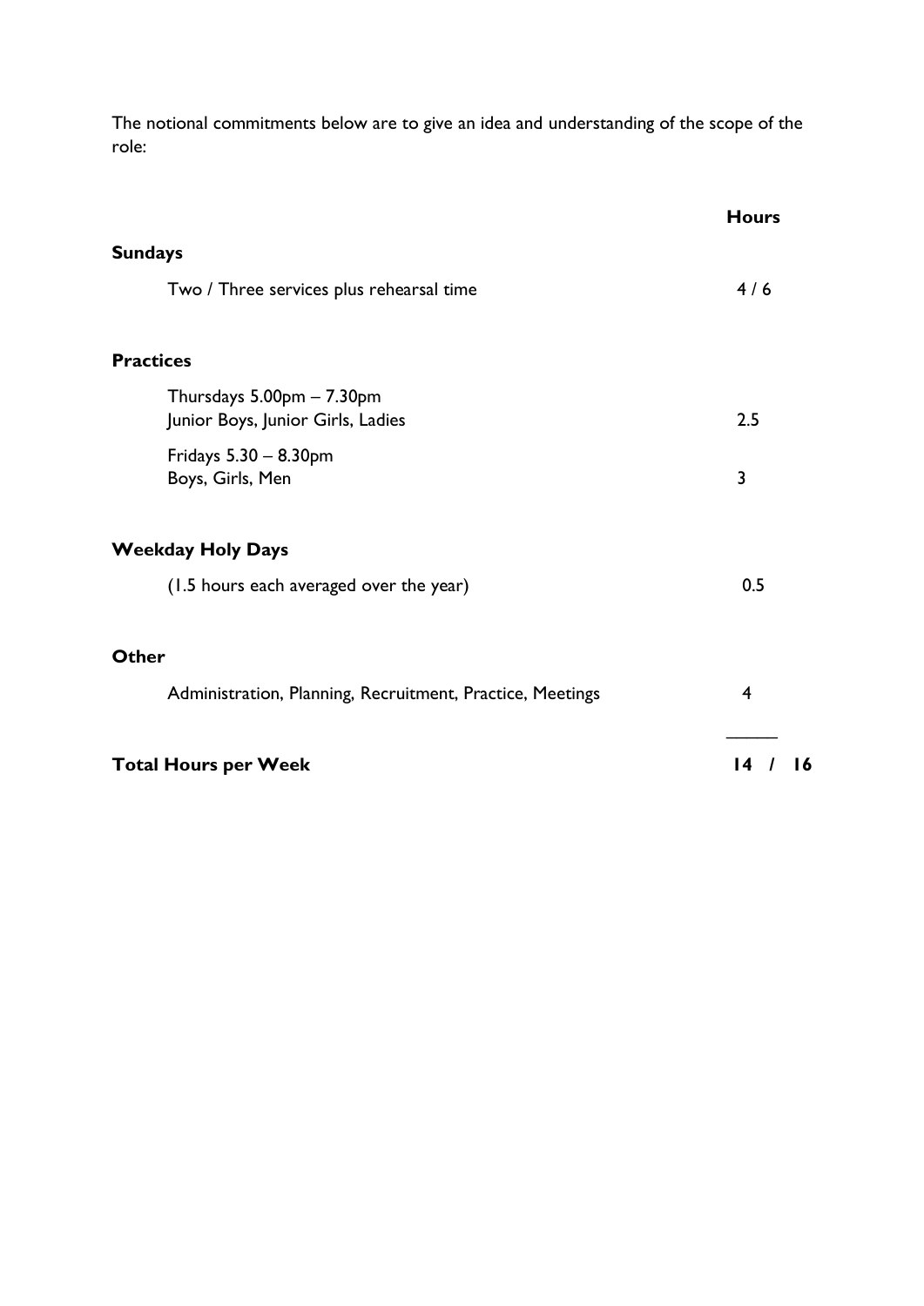The notional commitments below are to give an idea and understanding of the scope of the role:

| | Hours |
|---|---|
| **Sundays** | |
| Two / Three services plus rehearsal time | 4 / 6 |
| **Practices** | |
| Thursdays 5.00pm – 7.30pm<br>Junior Boys, Junior Girls, Ladies | 2.5 |
| Fridays 5.30 – 8.30pm<br>Boys, Girls, Men | 3 |
| **Weekday Holy Days** | |
| (1.5 hours each averaged over the year) | 0.5 |
| **Other** | |
| Administration, Planning, Recruitment, Practice, Meetings | 4 |
| **Total Hours per Week** | **14 / 16** |